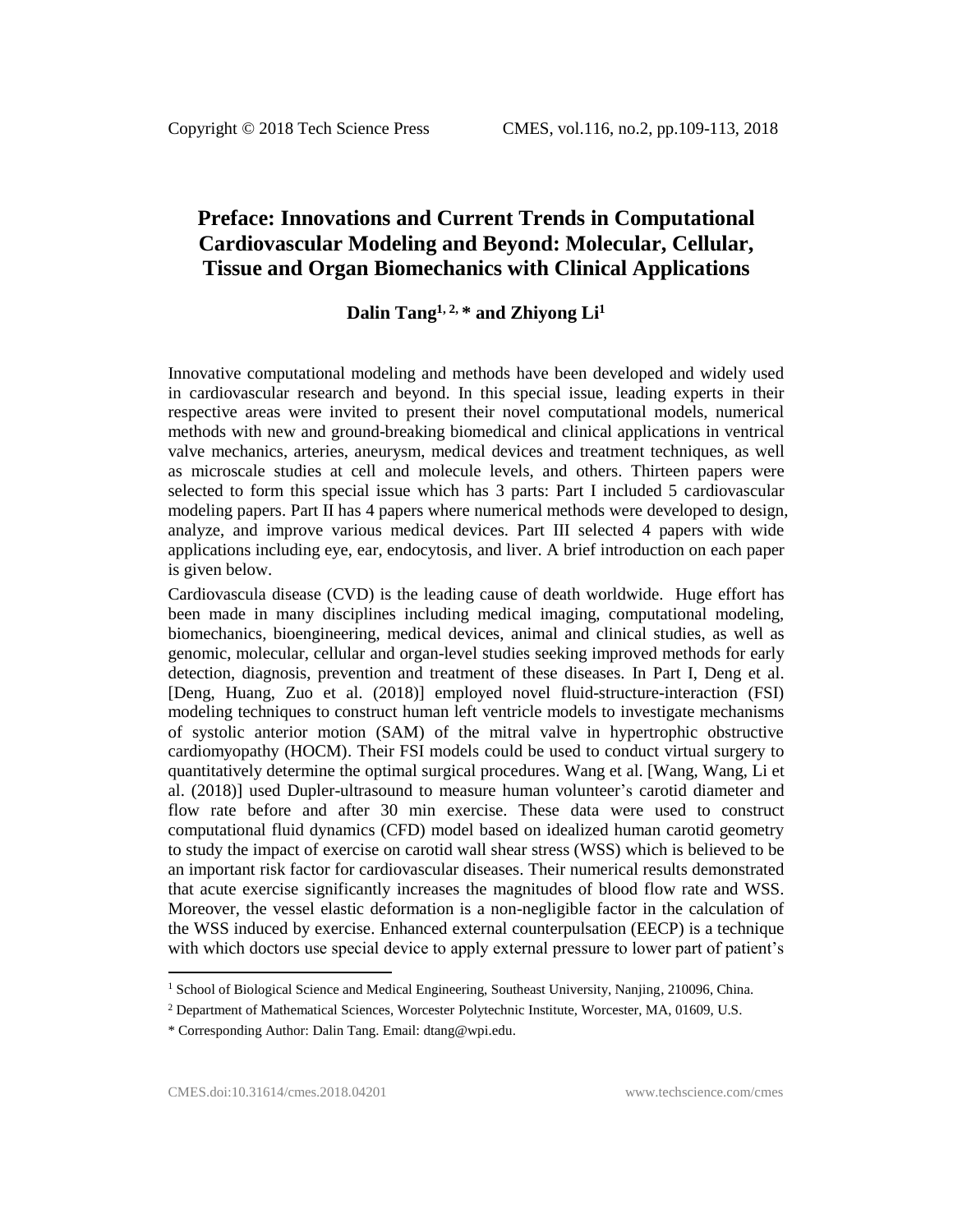# Preface: Innovations and Current Trends in Computational Cardiovascular Modeling and Beyond: Molecular, Cellular, Tissue and Organ Biomechanics with Clinical Applications

**Dalin Tang[1, 2, *] and Zhiyong Li[1]**

Innovative computational modeling and methods have been developed and widely used in cardiovascular research and beyond. In this special issue, leading experts in their respective areas were invited to present their novel computational models, numerical methods with new and ground-breaking biomedical and clinical applications in ventrical valve mechanics, arteries, aneurysm, medical devices and treatment techniques, as well as microscale studies at cell and molecule levels, and others. Thirteen papers were selected to form this special issue which has 3 parts: Part I included 5 cardiovascular modeling papers. Part II has 4 papers where numerical methods were developed to design, analyze, and improve various medical devices. Part III selected 4 papers with wide applications including eye, ear, endocytosis, and liver. A brief introduction on each paper is given below.

Cardiovascula disease (CVD) is the leading cause of death worldwide. Huge effort has been made in many disciplines including medical imaging, computational modeling, biomechanics, bioengineering, medical devices, animal and clinical studies, as well as genomic, molecular, cellular and organ-level studies seeking improved methods for early detection, diagnosis, prevention and treatment of these diseases. In Part I, Deng et al. [Deng, Huang, Zuo et al. (2018)] employed novel fluid-structure-interaction (FSI) modeling techniques to construct human left ventricle models to investigate mechanisms of systolic anterior motion (SAM) of the mitral valve in hypertrophic obstructive cardiomyopathy (HOCM). Their FSI models could be used to conduct virtual surgery to quantitatively determine the optimal surgical procedures. Wang et al. [Wang, Wang, Li et al. (2018)] used Dupler-ultrasound to measure human volunteer's carotid diameter and flow rate before and after 30 min exercise. These data were used to construct computational fluid dynamics (CFD) model based on idealized human carotid geometry to study the impact of exercise on carotid wall shear stress (WSS) which is believed to be an important risk factor for cardiovascular diseases. Their numerical results demonstrated that acute exercise significantly increases the magnitudes of blood flow rate and WSS. Moreover, the vessel elastic deformation is a non-negligible factor in the calculation of the WSS induced by exercise. Enhanced external counterpulsation (EECP) is a technique with which doctors use special device to apply external pressure to lower part of patient's

---

[1] School of Biological Science and Medical Engineering, Southeast University, Nanjing, 210096, China.

[2] Department of Mathematical Sciences, Worcester Polytechnic Institute, Worcester, MA, 01609, U.S.

* Corresponding Author: Dalin Tang. Email: dtang@wpi.edu.

CMES.doi:10.31614/cmes.2018.04201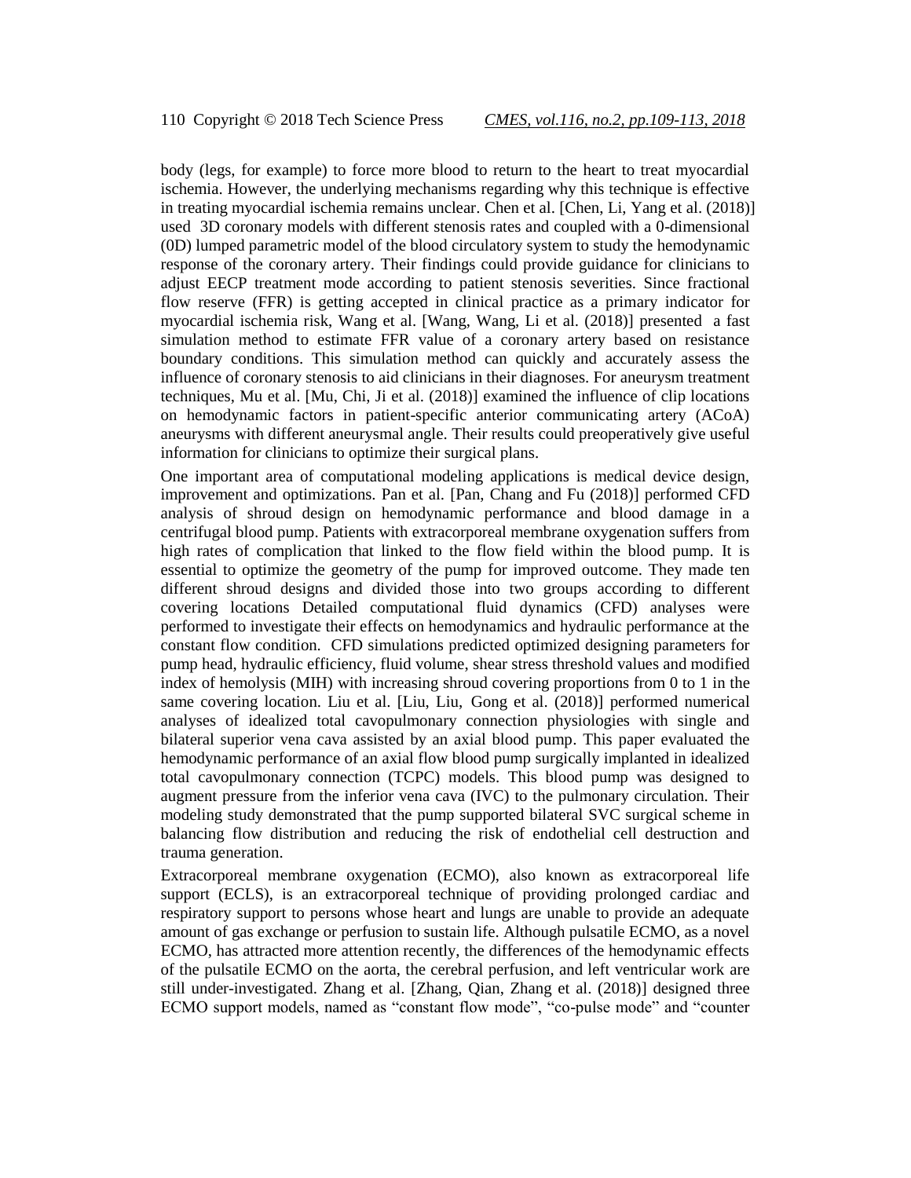body (legs, for example) to force more blood to return to the heart to treat myocardial ischemia. However, the underlying mechanisms regarding why this technique is effective in treating myocardial ischemia remains unclear. Chen et al. [Chen, Li, Yang et al. (2018)] used 3D coronary models with different stenosis rates and coupled with a 0-dimensional (0D) lumped parametric model of the blood circulatory system to study the hemodynamic response of the coronary artery. Their findings could provide guidance for clinicians to adjust EECP treatment mode according to patient stenosis severities. Since fractional flow reserve (FFR) is getting accepted in clinical practice as a primary indicator for myocardial ischemia risk, Wang et al. [Wang, Wang, Li et al. (2018)] presented a fast simulation method to estimate FFR value of a coronary artery based on resistance boundary conditions. This simulation method can quickly and accurately assess the influence of coronary stenosis to aid clinicians in their diagnoses. For aneurysm treatment techniques, Mu et al. [Mu, Chi, Ji et al. (2018)] examined the influence of clip locations on hemodynamic factors in patient-specific anterior communicating artery (ACoA) aneurysms with different aneurysmal angle. Their results could preoperatively give useful information for clinicians to optimize their surgical plans.

One important area of computational modeling applications is medical device design, improvement and optimizations. Pan et al. [Pan, Chang and Fu (2018)] performed CFD analysis of shroud design on hemodynamic performance and blood damage in a centrifugal blood pump. Patients with extracorporeal membrane oxygenation suffers from high rates of complication that linked to the flow field within the blood pump. It is essential to optimize the geometry of the pump for improved outcome. They made ten different shroud designs and divided those into two groups according to different covering locations Detailed computational fluid dynamics (CFD) analyses were performed to investigate their effects on hemodynamics and hydraulic performance at the constant flow condition. CFD simulations predicted optimized designing parameters for pump head, hydraulic efficiency, fluid volume, shear stress threshold values and modified index of hemolysis (MIH) with increasing shroud covering proportions from 0 to 1 in the same covering location. Liu et al. [Liu, Liu, Gong et al. (2018)] performed numerical analyses of idealized total cavopulmonary connection physiologies with single and bilateral superior vena cava assisted by an axial blood pump. This paper evaluated the hemodynamic performance of an axial flow blood pump surgically implanted in idealized total cavopulmonary connection (TCPC) models. This blood pump was designed to augment pressure from the inferior vena cava (IVC) to the pulmonary circulation. Their modeling study demonstrated that the pump supported bilateral SVC surgical scheme in balancing flow distribution and reducing the risk of endothelial cell destruction and trauma generation.

Extracorporeal membrane oxygenation (ECMO), also known as extracorporeal life support (ECLS), is an extracorporeal technique of providing prolonged cardiac and respiratory support to persons whose heart and lungs are unable to provide an adequate amount of gas exchange or perfusion to sustain life. Although pulsatile ECMO, as a novel ECMO, has attracted more attention recently, the differences of the hemodynamic effects of the pulsatile ECMO on the aorta, the cerebral perfusion, and left ventricular work are still under-investigated. Zhang et al. [Zhang, Qian, Zhang et al. (2018)] designed three ECMO support models, named as "constant flow mode", "co-pulse mode" and "counter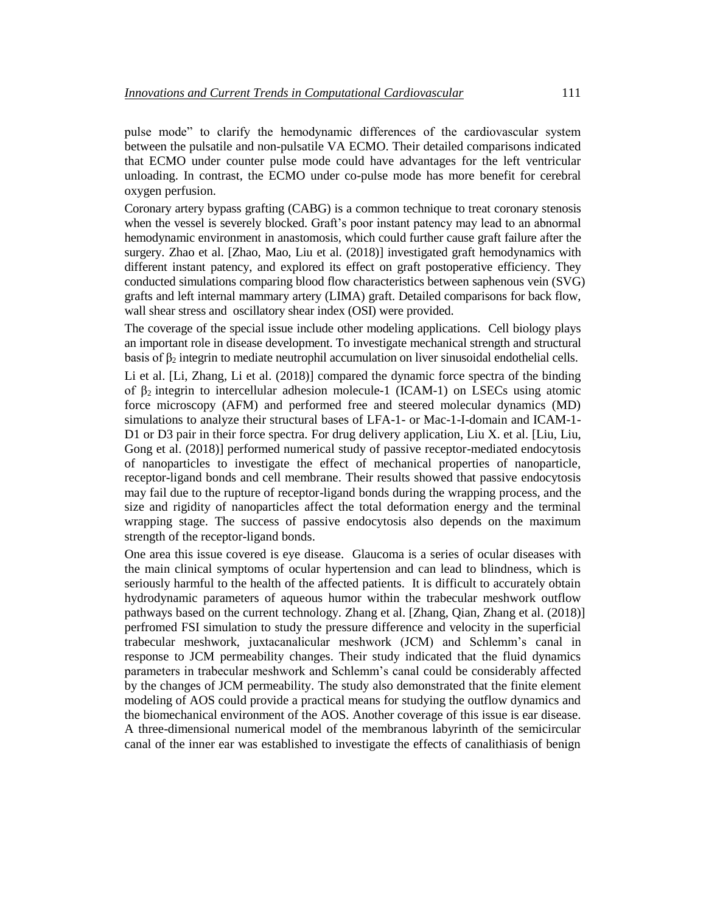pulse mode" to clarify the hemodynamic differences of the cardiovascular system between the pulsatile and non-pulsatile VA ECMO. Their detailed comparisons indicated that ECMO under counter pulse mode could have advantages for the left ventricular unloading. In contrast, the ECMO under co-pulse mode has more benefit for cerebral oxygen perfusion.

Coronary artery bypass grafting (CABG) is a common technique to treat coronary stenosis when the vessel is severely blocked. Graft's poor instant patency may lead to an abnormal hemodynamic environment in anastomosis, which could further cause graft failure after the surgery. Zhao et al. [Zhao, Mao, Liu et al. (2018)] investigated graft hemodynamics with different instant patency, and explored its effect on graft postoperative efficiency. They conducted simulations comparing blood flow characteristics between saphenous vein (SVG) grafts and left internal mammary artery (LIMA) graft. Detailed comparisons for back flow, wall shear stress and oscillatory shear index (OSI) were provided.

The coverage of the special issue include other modeling applications. Cell biology plays an important role in disease development. To investigate mechanical strength and structural basis of $\beta_2$ integrin to mediate neutrophil accumulation on liver sinusoidal endothelial cells.

Li et al. [Li, Zhang, Li et al. (2018)] compared the dynamic force spectra of the binding of $\beta_2$ integrin to intercellular adhesion molecule-1 (ICAM-1) on LSECs using atomic force microscopy (AFM) and performed free and steered molecular dynamics (MD) simulations to analyze their structural bases of LFA-1- or Mac-1-I-domain and ICAM-1-D1 or D3 pair in their force spectra. For drug delivery application, Liu X. et al. [Liu, Liu, Gong et al. (2018)] performed numerical study of passive receptor-mediated endocytosis of nanoparticles to investigate the effect of mechanical properties of nanoparticle, receptor-ligand bonds and cell membrane. Their results showed that passive endocytosis may fail due to the rupture of receptor-ligand bonds during the wrapping process, and the size and rigidity of nanoparticles affect the total deformation energy and the terminal wrapping stage. The success of passive endocytosis also depends on the maximum strength of the receptor-ligand bonds.

One area this issue covered is eye disease. Glaucoma is a series of ocular diseases with the main clinical symptoms of ocular hypertension and can lead to blindness, which is seriously harmful to the health of the affected patients. It is difficult to accurately obtain hydrodynamic parameters of aqueous humor within the trabecular meshwork outflow pathways based on the current technology. Zhang et al. [Zhang, Qian, Zhang et al. (2018)] perfromed FSI simulation to study the pressure difference and velocity in the superficial trabecular meshwork, juxtacanalicular meshwork (JCM) and Schlemm's canal in response to JCM permeability changes. Their study indicated that the fluid dynamics parameters in trabecular meshwork and Schlemm's canal could be considerably affected by the changes of JCM permeability. The study also demonstrated that the finite element modeling of AOS could provide a practical means for studying the outflow dynamics and the biomechanical environment of the AOS. Another coverage of this issue is ear disease. A three-dimensional numerical model of the membranous labyrinth of the semicircular canal of the inner ear was established to investigate the effects of canalithiasis of benign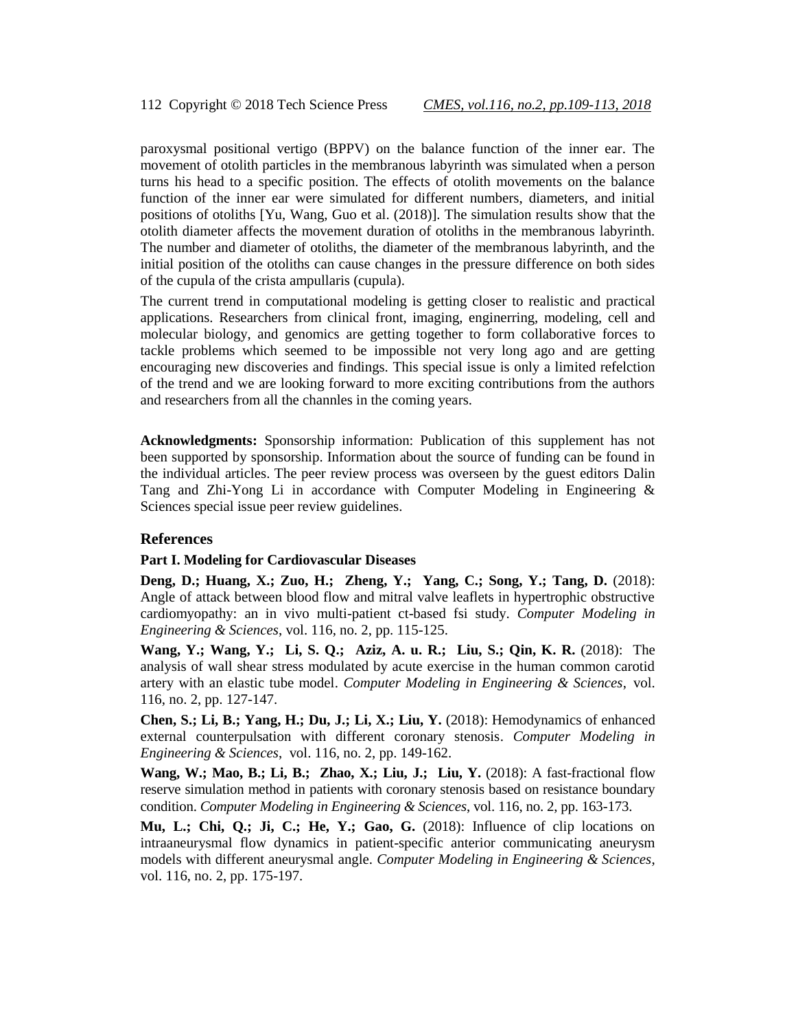paroxysmal positional vertigo (BPPV) on the balance function of the inner ear. The movement of otolith particles in the membranous labyrinth was simulated when a person turns his head to a specific position. The effects of otolith movements on the balance function of the inner ear were simulated for different numbers, diameters, and initial positions of otoliths [Yu, Wang, Guo et al. (2018)]. The simulation results show that the otolith diameter affects the movement duration of otoliths in the membranous labyrinth. The number and diameter of otoliths, the diameter of the membranous labyrinth, and the initial position of the otoliths can cause changes in the pressure difference on both sides of the cupula of the crista ampullaris (cupula).

The current trend in computational modeling is getting closer to realistic and practical applications. Researchers from clinical front, imaging, enginerring, modeling, cell and molecular biology, and genomics are getting together to form collaborative forces to tackle problems which seemed to be impossible not very long ago and are getting encouraging new discoveries and findings. This special issue is only a limited refelction of the trend and we are looking forward to more exciting contributions from the authors and researchers from all the channles in the coming years.

**Acknowledgments:** Sponsorship information: Publication of this supplement has not been supported by sponsorship. Information about the source of funding can be found in the individual articles. The peer review process was overseen by the guest editors Dalin Tang and Zhi-Yong Li in accordance with Computer Modeling in Engineering & Sciences special issue peer review guidelines.

## References

### Part I. Modeling for Cardiovascular Diseases

**Deng, D.; Huang, X.; Zuo, H.; Zheng, Y.; Yang, C.; Song, Y.; Tang, D.** (2018): Angle of attack between blood flow and mitral valve leaflets in hypertrophic obstructive cardiomyopathy: an in vivo multi-patient ct-based fsi study. *Computer Modeling in Engineering & Sciences*, vol. 116, no. 2, pp. 115-125.

**Wang, Y.; Wang, Y.; Li, S. Q.; Aziz, A. u. R.; Liu, S.; Qin, K. R.** (2018): The analysis of wall shear stress modulated by acute exercise in the human common carotid artery with an elastic tube model. *Computer Modeling in Engineering & Sciences*, vol. 116, no. 2, pp. 127-147.

**Chen, S.; Li, B.; Yang, H.; Du, J.; Li, X.; Liu, Y.** (2018): Hemodynamics of enhanced external counterpulsation with different coronary stenosis. *Computer Modeling in Engineering & Sciences*, vol. 116, no. 2, pp. 149-162.

**Wang, W.; Mao, B.; Li, B.; Zhao, X.; Liu, J.; Liu, Y.** (2018): A fast-fractional flow reserve simulation method in patients with coronary stenosis based on resistance boundary condition. *Computer Modeling in Engineering & Sciences*, vol. 116, no. 2, pp. 163-173.

**Mu, L.; Chi, Q.; Ji, C.; He, Y.; Gao, G.** (2018): Influence of clip locations on intraaneurysmal flow dynamics in patient-specific anterior communicating aneurysm models with different aneurysmal angle. *Computer Modeling in Engineering & Sciences*, vol. 116, no. 2, pp. 175-197.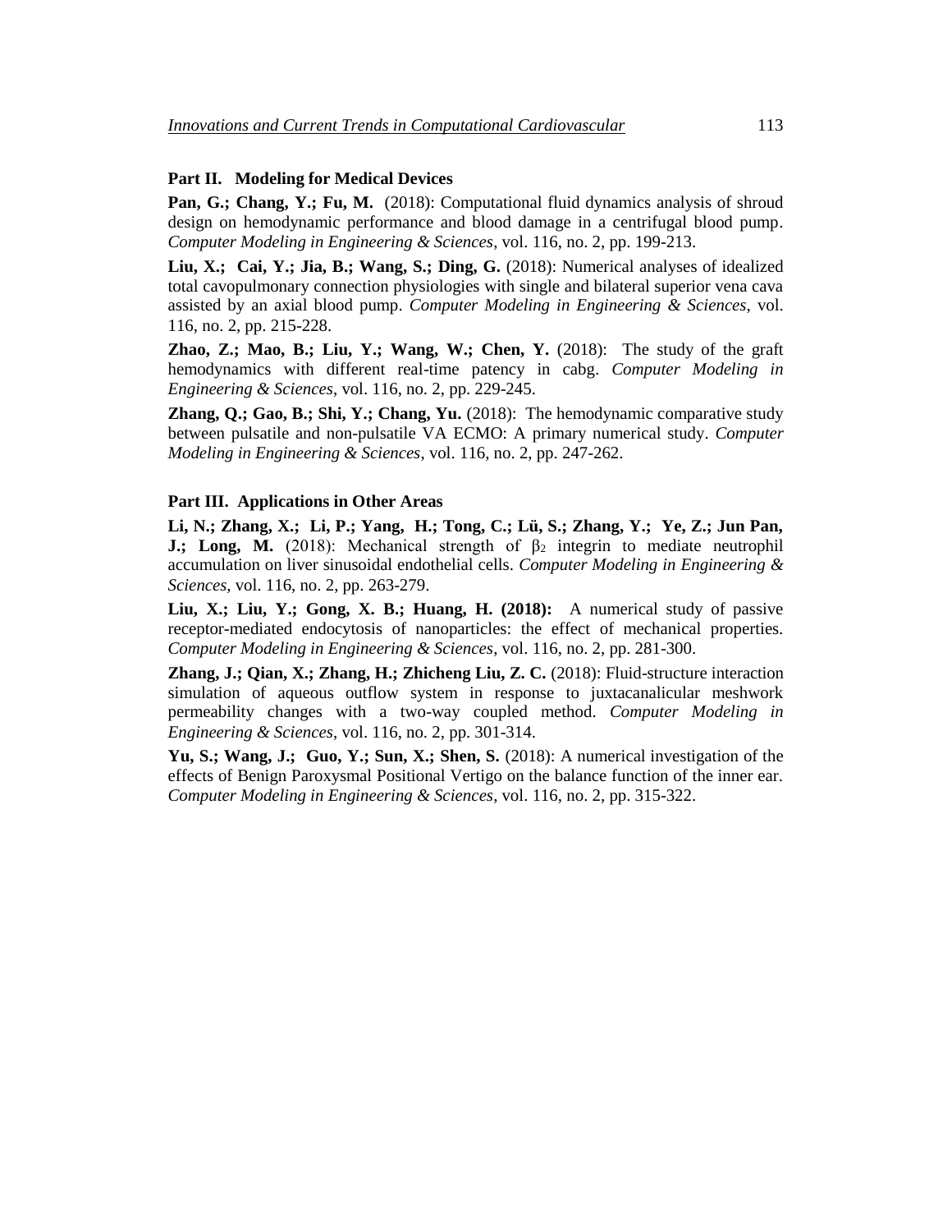### Part II. Modeling for Medical Devices

**Pan, G.; Chang, Y.; Fu, M.** (2018): Computational fluid dynamics analysis of shroud design on hemodynamic performance and blood damage in a centrifugal blood pump. *Computer Modeling in Engineering & Sciences*, vol. 116, no. 2, pp. 199-213.

**Liu, X.; Cai, Y.; Jia, B.; Wang, S.; Ding, G.** (2018): Numerical analyses of idealized total cavopulmonary connection physiologies with single and bilateral superior vena cava assisted by an axial blood pump. *Computer Modeling in Engineering & Sciences*, vol. 116, no. 2, pp. 215-228.

**Zhao, Z.; Mao, B.; Liu, Y.; Wang, W.; Chen, Y.** (2018): The study of the graft hemodynamics with different real-time patency in cabg. *Computer Modeling in Engineering & Sciences*, vol. 116, no. 2, pp. 229-245.

**Zhang, Q.; Gao, B.; Shi, Y.; Chang, Yu.** (2018): The hemodynamic comparative study between pulsatile and non-pulsatile VA ECMO: A primary numerical study. *Computer Modeling in Engineering & Sciences*, vol. 116, no. 2, pp. 247-262.

### Part III. Applications in Other Areas

**Li, N.; Zhang, X.; Li, P.; Yang, H.; Tong, C.; Lü, S.; Zhang, Y.; Ye, Z.; Jun Pan, J.; Long, M.** (2018): Mechanical strength of $\beta_2$ integrin to mediate neutrophil accumulation on liver sinusoidal endothelial cells. *Computer Modeling in Engineering & Sciences*, vol. 116, no. 2, pp. 263-279.

**Liu, X.; Liu, Y.; Gong, X. B.; Huang, H. (2018):** A numerical study of passive receptor-mediated endocytosis of nanoparticles: the effect of mechanical properties. *Computer Modeling in Engineering & Sciences*, vol. 116, no. 2, pp. 281-300.

**Zhang, J.; Qian, X.; Zhang, H.; Zhicheng Liu, Z. C.** (2018): Fluid-structure interaction simulation of aqueous outflow system in response to juxtacanalicular meshwork permeability changes with a two-way coupled method. *Computer Modeling in Engineering & Sciences*, vol. 116, no. 2, pp. 301-314.

**Yu, S.; Wang, J.; Guo, Y.; Sun, X.; Shen, S.** (2018): A numerical investigation of the effects of Benign Paroxysmal Positional Vertigo on the balance function of the inner ear. *Computer Modeling in Engineering & Sciences*, vol. 116, no. 2, pp. 315-322.